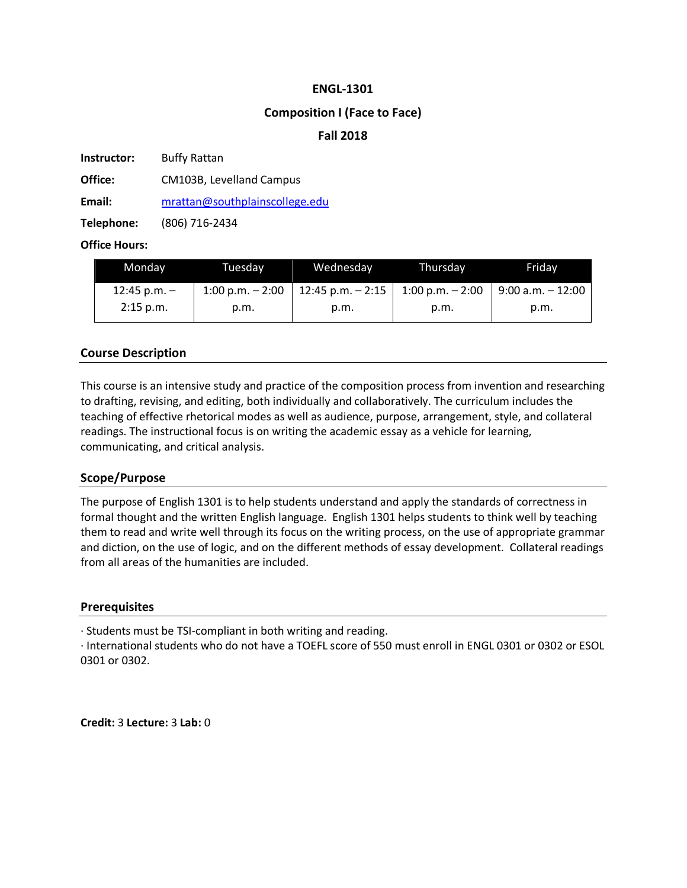**ENGL-1301**

**Composition I (Face to Face)**

**Fall 2018**

**Instructor:** Buffy Rattan

**Office:** CM103B, Levelland Campus

**Email:** mrattan@southplainscollege.edu

**Telephone:** (806) 716-2434

**Office Hours:**

| Monday | Tuesday | Wednesday | Thursday | Friday |
| --- | --- | --- | --- | --- |
| 12:45 p.m. – 2:15 p.m. | 1:00 p.m. – 2:00 p.m. | 12:45 p.m. – 2:15 p.m. | 1:00 p.m. – 2:00 p.m. | 9:00 a.m. – 12:00 p.m. |

## Course Description

This course is an intensive study and practice of the composition process from invention and researching to drafting, revising, and editing, both individually and collaboratively. The curriculum includes the teaching of effective rhetorical modes as well as audience, purpose, arrangement, style, and collateral readings. The instructional focus is on writing the academic essay as a vehicle for learning, communicating, and critical analysis.

## Scope/Purpose

The purpose of English 1301 is to help students understand and apply the standards of correctness in formal thought and the written English language. English 1301 helps students to think well by teaching them to read and write well through its focus on the writing process, on the use of appropriate grammar and diction, on the use of logic, and on the different methods of essay development. Collateral readings from all areas of the humanities are included.

## Prerequisites

· Students must be TSI-compliant in both writing and reading.
· International students who do not have a TOEFL score of 550 must enroll in ENGL 0301 or 0302 or ESOL 0301 or 0302.

**Credit:** 3 **Lecture:** 3 **Lab:** 0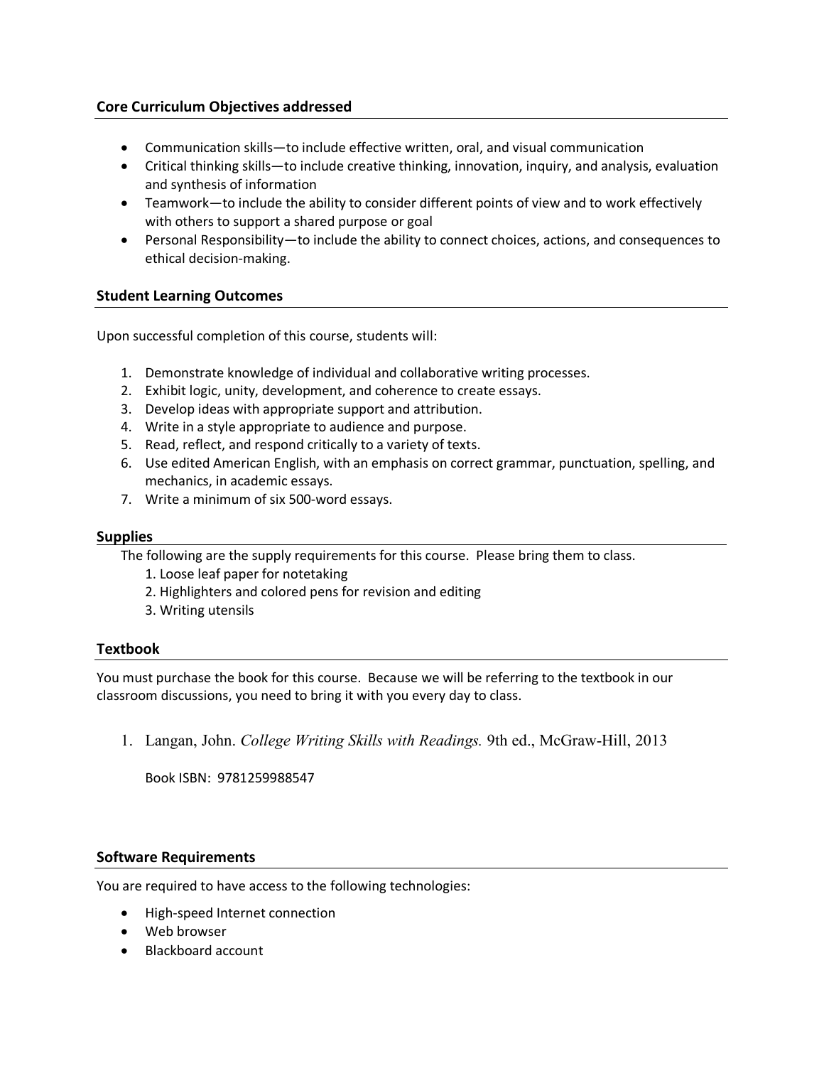## Core Curriculum Objectives addressed

- Communication skills—to include effective written, oral, and visual communication
- Critical thinking skills—to include creative thinking, innovation, inquiry, and analysis, evaluation and synthesis of information
- Teamwork—to include the ability to consider different points of view and to work effectively with others to support a shared purpose or goal
- Personal Responsibility—to include the ability to connect choices, actions, and consequences to ethical decision-making.

## Student Learning Outcomes

Upon successful completion of this course, students will:

1. Demonstrate knowledge of individual and collaborative writing processes.
2. Exhibit logic, unity, development, and coherence to create essays.
3. Develop ideas with appropriate support and attribution.
4. Write in a style appropriate to audience and purpose.
5. Read, reflect, and respond critically to a variety of texts.
6. Use edited American English, with an emphasis on correct grammar, punctuation, spelling, and mechanics, in academic essays.
7. Write a minimum of six 500-word essays.

## Supplies

The following are the supply requirements for this course. Please bring them to class.

1. Loose leaf paper for notetaking
2. Highlighters and colored pens for revision and editing
3. Writing utensils

## Textbook

You must purchase the book for this course. Because we will be referring to the textbook in our classroom discussions, you need to bring it with you every day to class.

1. Langan, John. *College Writing Skills with Readings.* 9th ed., McGraw-Hill, 2013

   Book ISBN: 9781259988547

## Software Requirements

You are required to have access to the following technologies:

- High-speed Internet connection
- Web browser
- Blackboard account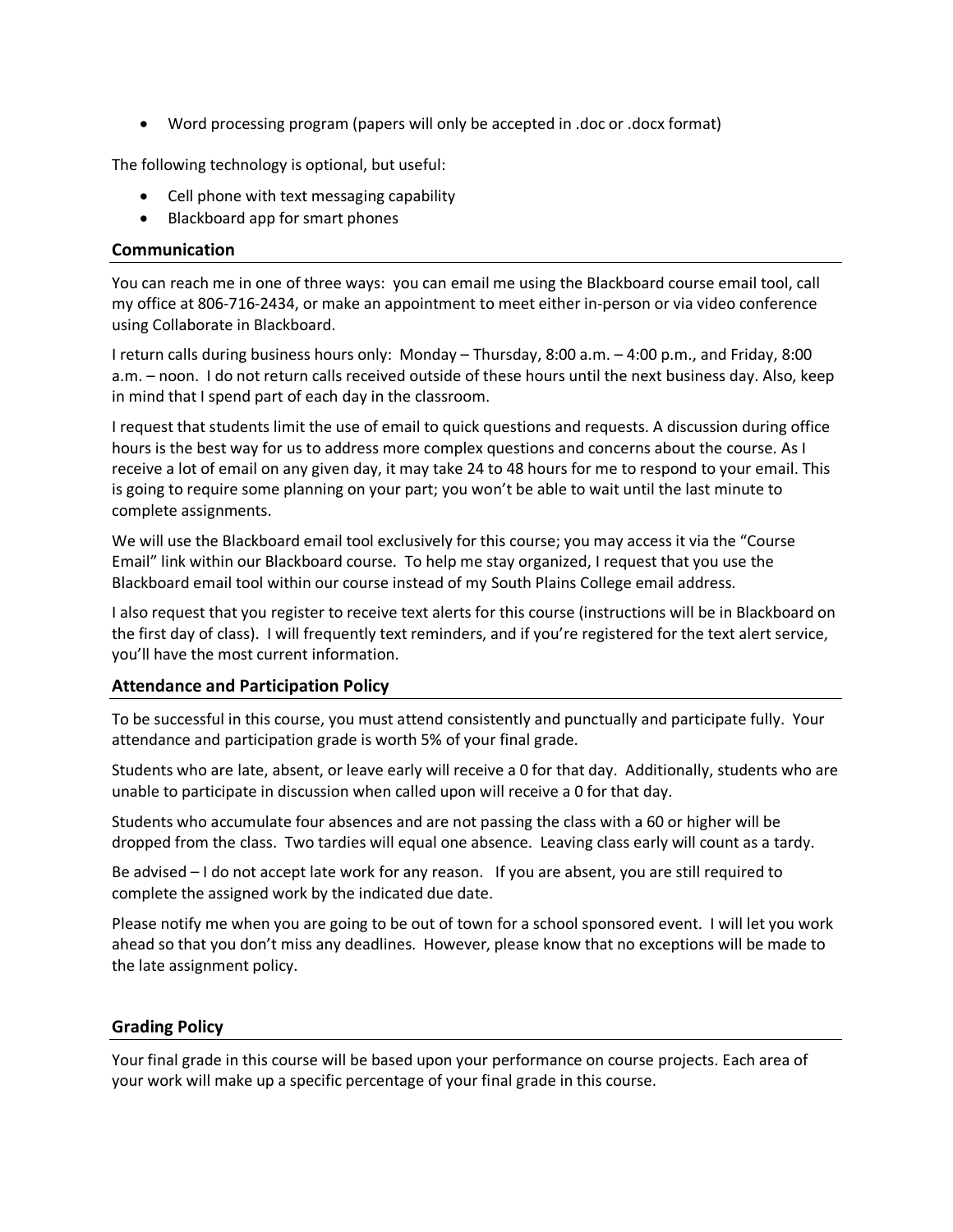- Word processing program (papers will only be accepted in .doc or .docx format)

The following technology is optional, but useful:

- Cell phone with text messaging capability
- Blackboard app for smart phones

## Communication

You can reach me in one of three ways: you can email me using the Blackboard course email tool, call my office at 806-716-2434, or make an appointment to meet either in-person or via video conference using Collaborate in Blackboard.

I return calls during business hours only: Monday – Thursday, 8:00 a.m. – 4:00 p.m., and Friday, 8:00 a.m. – noon. I do not return calls received outside of these hours until the next business day. Also, keep in mind that I spend part of each day in the classroom.

I request that students limit the use of email to quick questions and requests. A discussion during office hours is the best way for us to address more complex questions and concerns about the course. As I receive a lot of email on any given day, it may take 24 to 48 hours for me to respond to your email. This is going to require some planning on your part; you won't be able to wait until the last minute to complete assignments.

We will use the Blackboard email tool exclusively for this course; you may access it via the "Course Email" link within our Blackboard course. To help me stay organized, I request that you use the Blackboard email tool within our course instead of my South Plains College email address.

I also request that you register to receive text alerts for this course (instructions will be in Blackboard on the first day of class). I will frequently text reminders, and if you're registered for the text alert service, you'll have the most current information.

## Attendance and Participation Policy

To be successful in this course, you must attend consistently and punctually and participate fully. Your attendance and participation grade is worth 5% of your final grade.

Students who are late, absent, or leave early will receive a 0 for that day. Additionally, students who are unable to participate in discussion when called upon will receive a 0 for that day.

Students who accumulate four absences and are not passing the class with a 60 or higher will be dropped from the class. Two tardies will equal one absence. Leaving class early will count as a tardy.

Be advised – I do not accept late work for any reason. If you are absent, you are still required to complete the assigned work by the indicated due date.

Please notify me when you are going to be out of town for a school sponsored event. I will let you work ahead so that you don't miss any deadlines. However, please know that no exceptions will be made to the late assignment policy.

## Grading Policy

Your final grade in this course will be based upon your performance on course projects. Each area of your work will make up a specific percentage of your final grade in this course.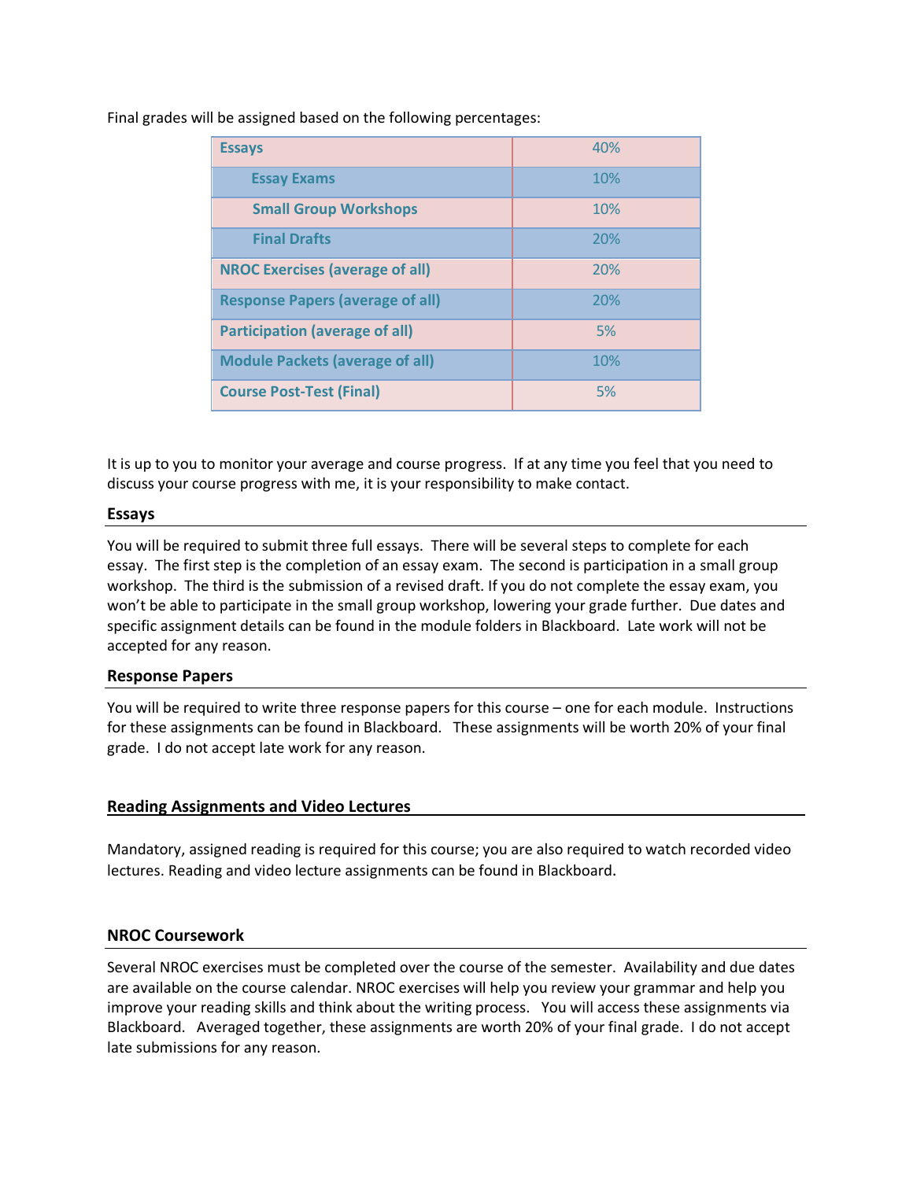Final grades will be assigned based on the following percentages:

| | |
|---|---|
| **Essays** | 40% |
| **Essay Exams** | 10% |
| **Small Group Workshops** | 10% |
| **Final Drafts** | 20% |
| **NROC Exercises (average of all)** | 20% |
| **Response Papers (average of all)** | 20% |
| **Participation (average of all)** | 5% |
| **Module Packets (average of all)** | 10% |
| **Course Post-Test (Final)** | 5% |

It is up to you to monitor your average and course progress. If at any time you feel that you need to discuss your course progress with me, it is your responsibility to make contact.

### Essays

You will be required to submit three full essays. There will be several steps to complete for each essay. The first step is the completion of an essay exam. The second is participation in a small group workshop. The third is the submission of a revised draft. If you do not complete the essay exam, you won't be able to participate in the small group workshop, lowering your grade further. Due dates and specific assignment details can be found in the module folders in Blackboard. Late work will not be accepted for any reason.

### Response Papers

You will be required to write three response papers for this course – one for each module. Instructions for these assignments can be found in Blackboard. These assignments will be worth 20% of your final grade. I do not accept late work for any reason.

### Reading Assignments and Video Lectures

Mandatory, assigned reading is required for this course; you are also required to watch recorded video lectures. Reading and video lecture assignments can be found in Blackboard.

### NROC Coursework

Several NROC exercises must be completed over the course of the semester. Availability and due dates are available on the course calendar. NROC exercises will help you review your grammar and help you improve your reading skills and think about the writing process. You will access these assignments via Blackboard. Averaged together, these assignments are worth 20% of your final grade. I do not accept late submissions for any reason.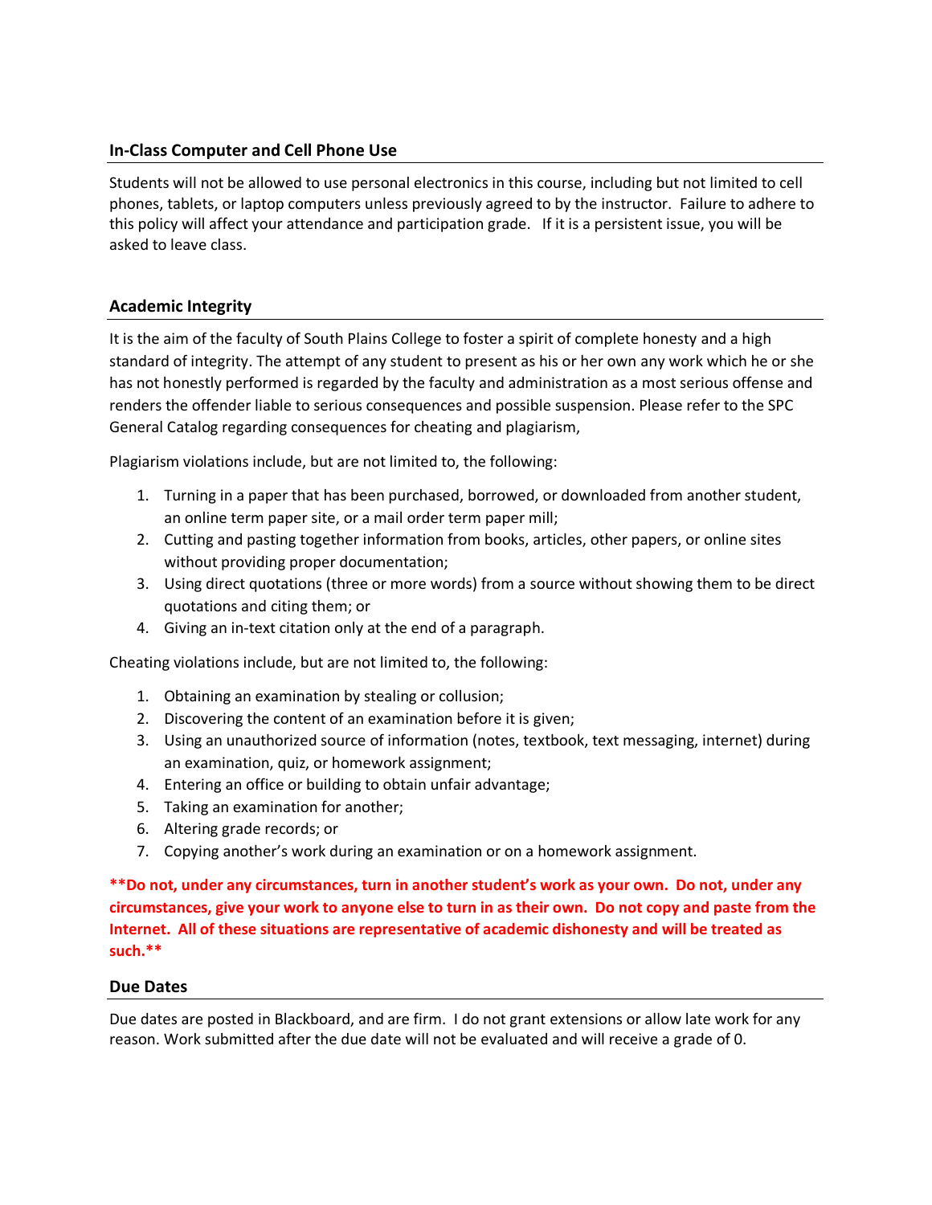## In-Class Computer and Cell Phone Use

Students will not be allowed to use personal electronics in this course, including but not limited to cell phones, tablets, or laptop computers unless previously agreed to by the instructor. Failure to adhere to this policy will affect your attendance and participation grade. If it is a persistent issue, you will be asked to leave class.

## Academic Integrity

It is the aim of the faculty of South Plains College to foster a spirit of complete honesty and a high standard of integrity. The attempt of any student to present as his or her own any work which he or she has not honestly performed is regarded by the faculty and administration as a most serious offense and renders the offender liable to serious consequences and possible suspension. Please refer to the SPC General Catalog regarding consequences for cheating and plagiarism,

Plagiarism violations include, but are not limited to, the following:

1. Turning in a paper that has been purchased, borrowed, or downloaded from another student, an online term paper site, or a mail order term paper mill;
2. Cutting and pasting together information from books, articles, other papers, or online sites without providing proper documentation;
3. Using direct quotations (three or more words) from a source without showing them to be direct quotations and citing them; or
4. Giving an in-text citation only at the end of a paragraph.

Cheating violations include, but are not limited to, the following:

1. Obtaining an examination by stealing or collusion;
2. Discovering the content of an examination before it is given;
3. Using an unauthorized source of information (notes, textbook, text messaging, internet) during an examination, quiz, or homework assignment;
4. Entering an office or building to obtain unfair advantage;
5. Taking an examination for another;
6. Altering grade records; or
7. Copying another's work during an examination or on a homework assignment.

****Do not, under any circumstances, turn in another student's work as your own. Do not, under any circumstances, give your work to anyone else to turn in as their own. Do not copy and paste from the Internet. All of these situations are representative of academic dishonesty and will be treated as such.****

## Due Dates

Due dates are posted in Blackboard, and are firm. I do not grant extensions or allow late work for any reason. Work submitted after the due date will not be evaluated and will receive a grade of 0.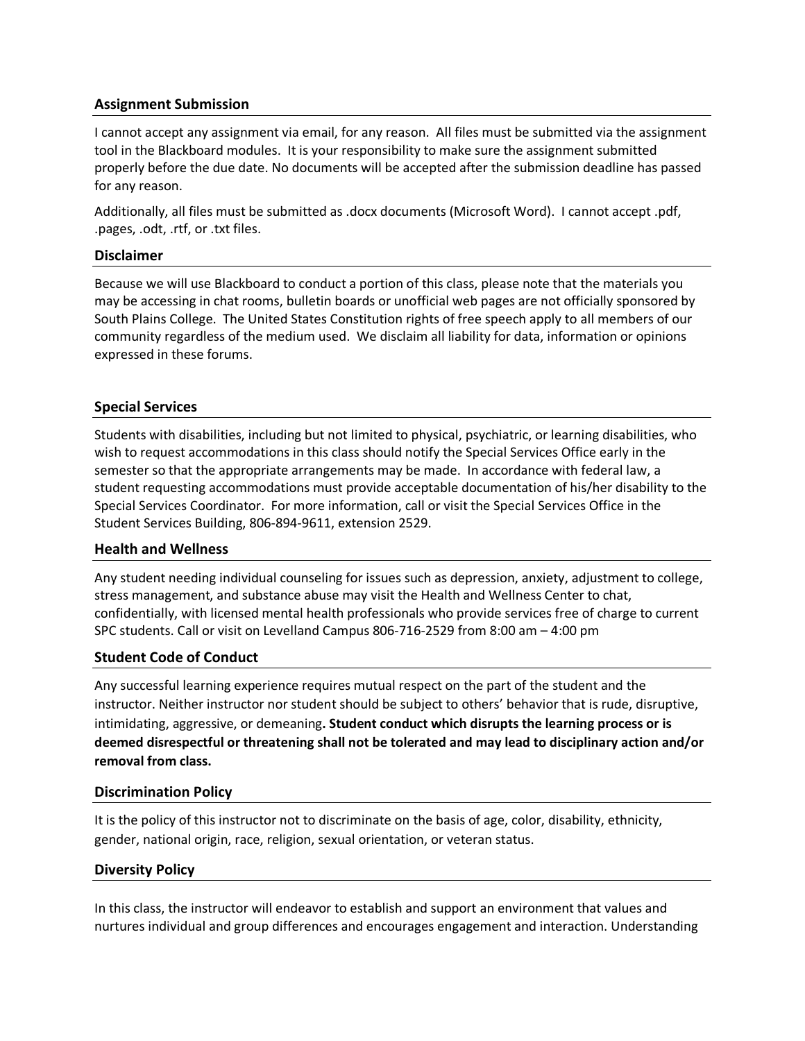### Assignment Submission

I cannot accept any assignment via email, for any reason. All files must be submitted via the assignment tool in the Blackboard modules. It is your responsibility to make sure the assignment submitted properly before the due date. No documents will be accepted after the submission deadline has passed for any reason.

Additionally, all files must be submitted as .docx documents (Microsoft Word). I cannot accept .pdf, .pages, .odt, .rtf, or .txt files.

### Disclaimer

Because we will use Blackboard to conduct a portion of this class, please note that the materials you may be accessing in chat rooms, bulletin boards or unofficial web pages are not officially sponsored by South Plains College. The United States Constitution rights of free speech apply to all members of our community regardless of the medium used. We disclaim all liability for data, information or opinions expressed in these forums.

### Special Services

Students with disabilities, including but not limited to physical, psychiatric, or learning disabilities, who wish to request accommodations in this class should notify the Special Services Office early in the semester so that the appropriate arrangements may be made. In accordance with federal law, a student requesting accommodations must provide acceptable documentation of his/her disability to the Special Services Coordinator. For more information, call or visit the Special Services Office in the Student Services Building, 806-894-9611, extension 2529.

### Health and Wellness

Any student needing individual counseling for issues such as depression, anxiety, adjustment to college, stress management, and substance abuse may visit the Health and Wellness Center to chat, confidentially, with licensed mental health professionals who provide services free of charge to current SPC students. Call or visit on Levelland Campus 806-716-2529 from 8:00 am – 4:00 pm

### Student Code of Conduct

Any successful learning experience requires mutual respect on the part of the student and the instructor. Neither instructor nor student should be subject to others' behavior that is rude, disruptive, intimidating, aggressive, or demeaning**. Student conduct which disrupts the learning process or is deemed disrespectful or threatening shall not be tolerated and may lead to disciplinary action and/or removal from class.**

### Discrimination Policy

It is the policy of this instructor not to discriminate on the basis of age, color, disability, ethnicity, gender, national origin, race, religion, sexual orientation, or veteran status.

### Diversity Policy

In this class, the instructor will endeavor to establish and support an environment that values and nurtures individual and group differences and encourages engagement and interaction. Understanding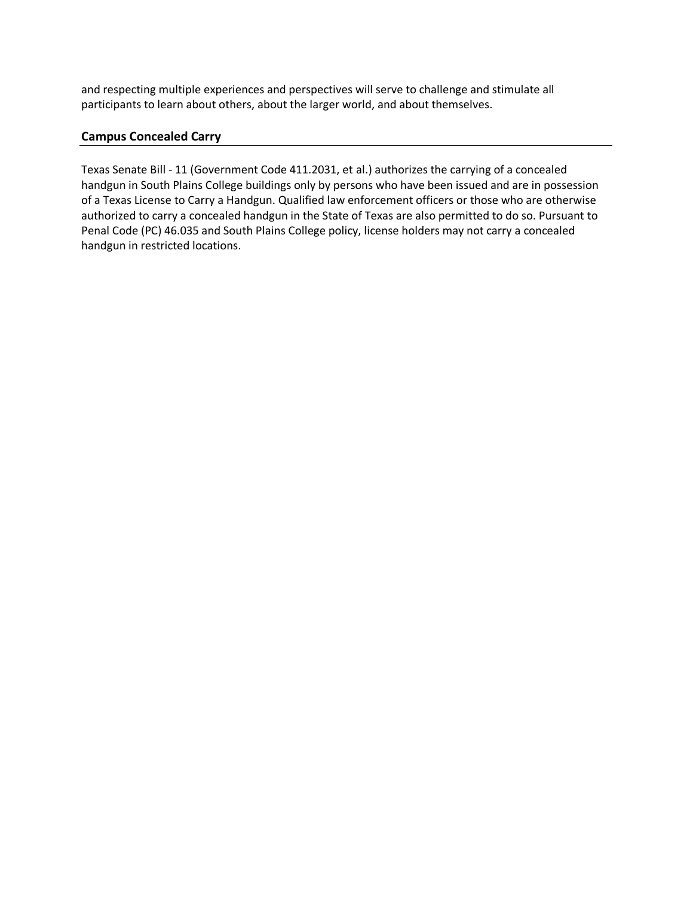and respecting multiple experiences and perspectives will serve to challenge and stimulate all participants to learn about others, about the larger world, and about themselves.

## Campus Concealed Carry

Texas Senate Bill - 11 (Government Code 411.2031, et al.) authorizes the carrying of a concealed handgun in South Plains College buildings only by persons who have been issued and are in possession of a Texas License to Carry a Handgun. Qualified law enforcement officers or those who are otherwise authorized to carry a concealed handgun in the State of Texas are also permitted to do so. Pursuant to Penal Code (PC) 46.035 and South Plains College policy, license holders may not carry a concealed handgun in restricted locations.